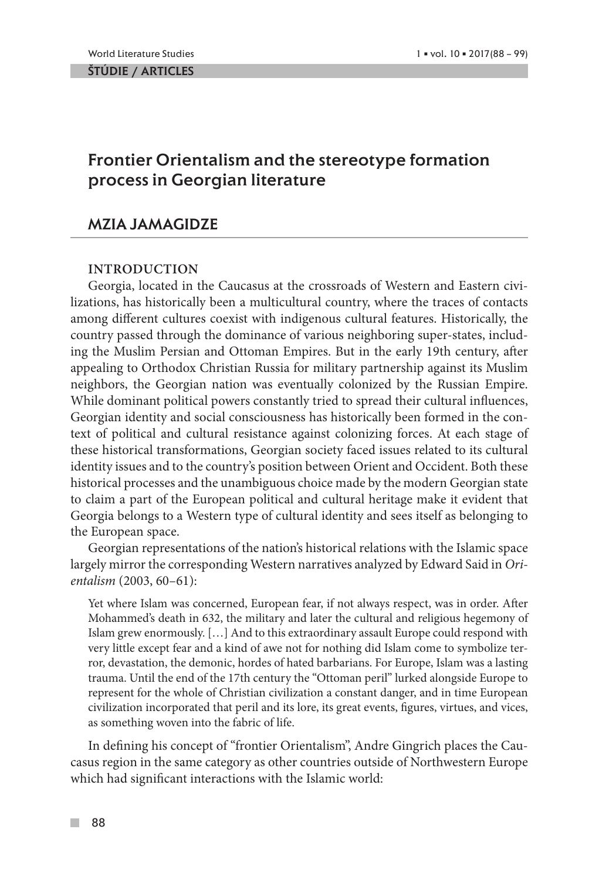ŠTÚDIE / ARTICLES

# Frontier Orientalism and the stereotype formation process in Georgian literature

## MZIA JAMAGIDZE

### INTRODUCTION

Georgia, located in the Caucasus at the crossroads of Western and Eastern civilizations, has historically been a multicultural country, where the traces of contacts among different cultures coexist with indigenous cultural features. Historically, the country passed through the dominance of various neighboring super-states, including the Muslim Persian and Ottoman Empires. But in the early 19th century, after appealing to Orthodox Christian Russia for military partnership against its Muslim neighbors, the Georgian nation was eventually colonized by the Russian Empire. While dominant political powers constantly tried to spread their cultural influences, Georgian identity and social consciousness has historically been formed in the context of political and cultural resistance against colonizing forces. At each stage of these historical transformations, Georgian society faced issues related to its cultural identity issues and to the country's position between Orient and Occident. Both these historical processes and the unambiguous choice made by the modern Georgian state to claim a part of the European political and cultural heritage make it evident that Georgia belongs to a Western type of cultural identity and sees itself as belonging to the European space.

Georgian representations of the nation's historical relations with the Islamic space largely mirror the corresponding Western narratives analyzed by Edward Said in *Orientalism* (2003, 60–61):

> Yet where Islam was concerned, European fear, if not always respect, was in order. After Mohammed's death in 632, the military and later the cultural and religious hegemony of Islam grew enormously. […] And to this extraordinary assault Europe could respond with very little except fear and a kind of awe not for nothing did Islam come to symbolize terror, devastation, the demonic, hordes of hated barbarians. For Europe, Islam was a lasting trauma. Until the end of the 17th century the "Ottoman peril" lurked alongside Europe to represent for the whole of Christian civilization a constant danger, and in time European civilization incorporated that peril and its lore, its great events, figures, virtues, and vices, as something woven into the fabric of life.

In defining his concept of "frontier Orientalism", Andre Gingrich places the Caucasus region in the same category as other countries outside of Northwestern Europe which had significant interactions with the Islamic world: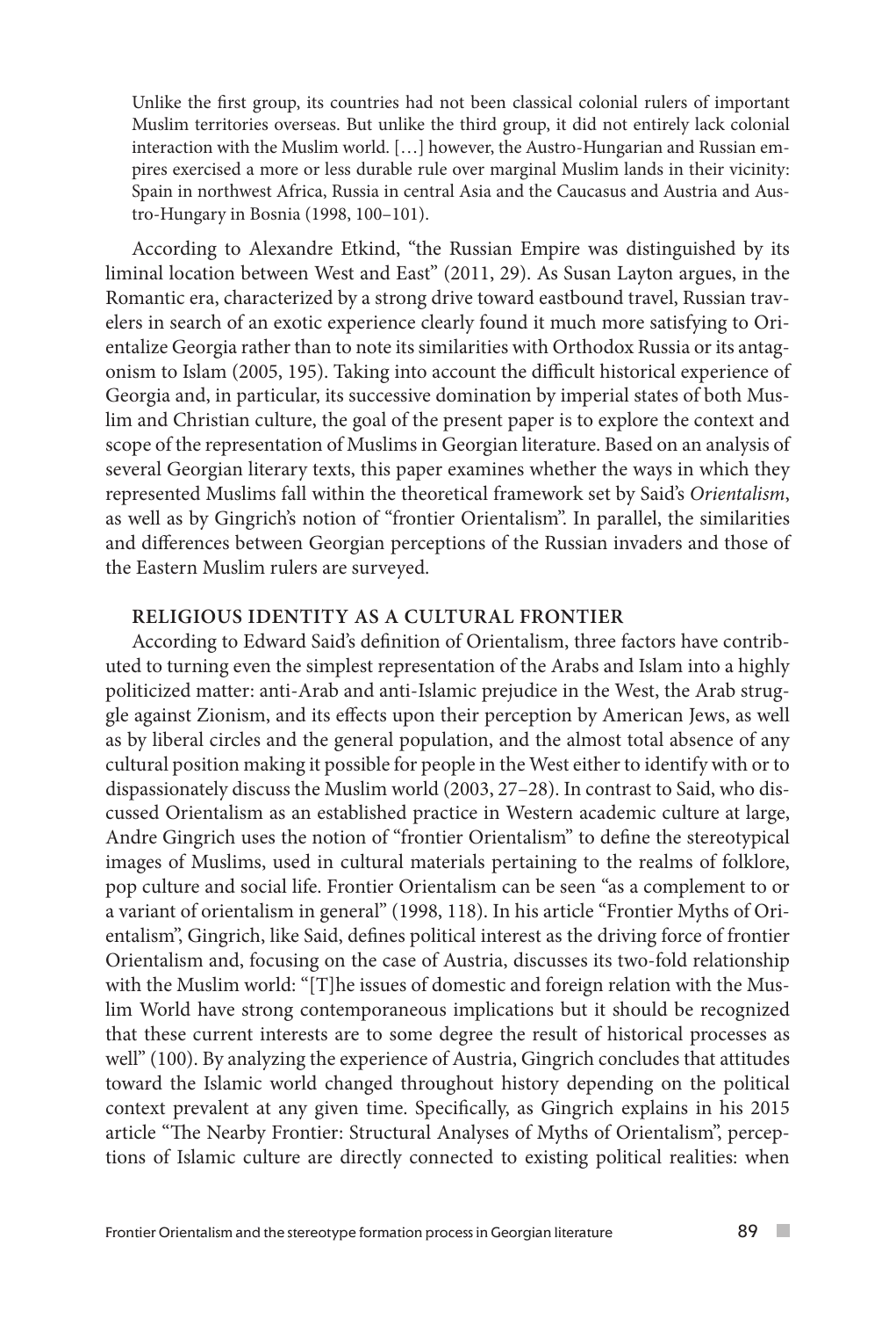> Unlike the first group, its countries had not been classical colonial rulers of important Muslim territories overseas. But unlike the third group, it did not entirely lack colonial interaction with the Muslim world. […] however, the Austro-Hungarian and Russian empires exercised a more or less durable rule over marginal Muslim lands in their vicinity: Spain in northwest Africa, Russia in central Asia and the Caucasus and Austria and Austro-Hungary in Bosnia (1998, 100–101).

According to Alexandre Etkind, "the Russian Empire was distinguished by its liminal location between West and East" (2011, 29). As Susan Layton argues, in the Romantic era, characterized by a strong drive toward eastbound travel, Russian travelers in search of an exotic experience clearly found it much more satisfying to Orientalize Georgia rather than to note its similarities with Orthodox Russia or its antagonism to Islam (2005, 195). Taking into account the difficult historical experience of Georgia and, in particular, its successive domination by imperial states of both Muslim and Christian culture, the goal of the present paper is to explore the context and scope of the representation of Muslims in Georgian literature. Based on an analysis of several Georgian literary texts, this paper examines whether the ways in which they represented Muslims fall within the theoretical framework set by Said's *Orientalism*, as well as by Gingrich's notion of "frontier Orientalism". In parallel, the similarities and differences between Georgian perceptions of the Russian invaders and those of the Eastern Muslim rulers are surveyed.

## RELIGIOUS IDENTITY AS A CULTURAL FRONTIER

According to Edward Said's definition of Orientalism, three factors have contributed to turning even the simplest representation of the Arabs and Islam into a highly politicized matter: anti-Arab and anti-Islamic prejudice in the West, the Arab struggle against Zionism, and its effects upon their perception by American Jews, as well as by liberal circles and the general population, and the almost total absence of any cultural position making it possible for people in the West either to identify with or to dispassionately discuss the Muslim world (2003, 27–28). In contrast to Said, who discussed Orientalism as an established practice in Western academic culture at large, Andre Gingrich uses the notion of "frontier Orientalism" to define the stereotypical images of Muslims, used in cultural materials pertaining to the realms of folklore, pop culture and social life. Frontier Orientalism can be seen "as a complement to or a variant of orientalism in general" (1998, 118). In his article "Frontier Myths of Orientalism", Gingrich, like Said, defines political interest as the driving force of frontier Orientalism and, focusing on the case of Austria, discusses its two-fold relationship with the Muslim world: "[T]he issues of domestic and foreign relation with the Muslim World have strong contemporaneous implications but it should be recognized that these current interests are to some degree the result of historical processes as well" (100). By analyzing the experience of Austria, Gingrich concludes that attitudes toward the Islamic world changed throughout history depending on the political context prevalent at any given time. Specifically, as Gingrich explains in his 2015 article "The Nearby Frontier: Structural Analyses of Myths of Orientalism", perceptions of Islamic culture are directly connected to existing political realities: when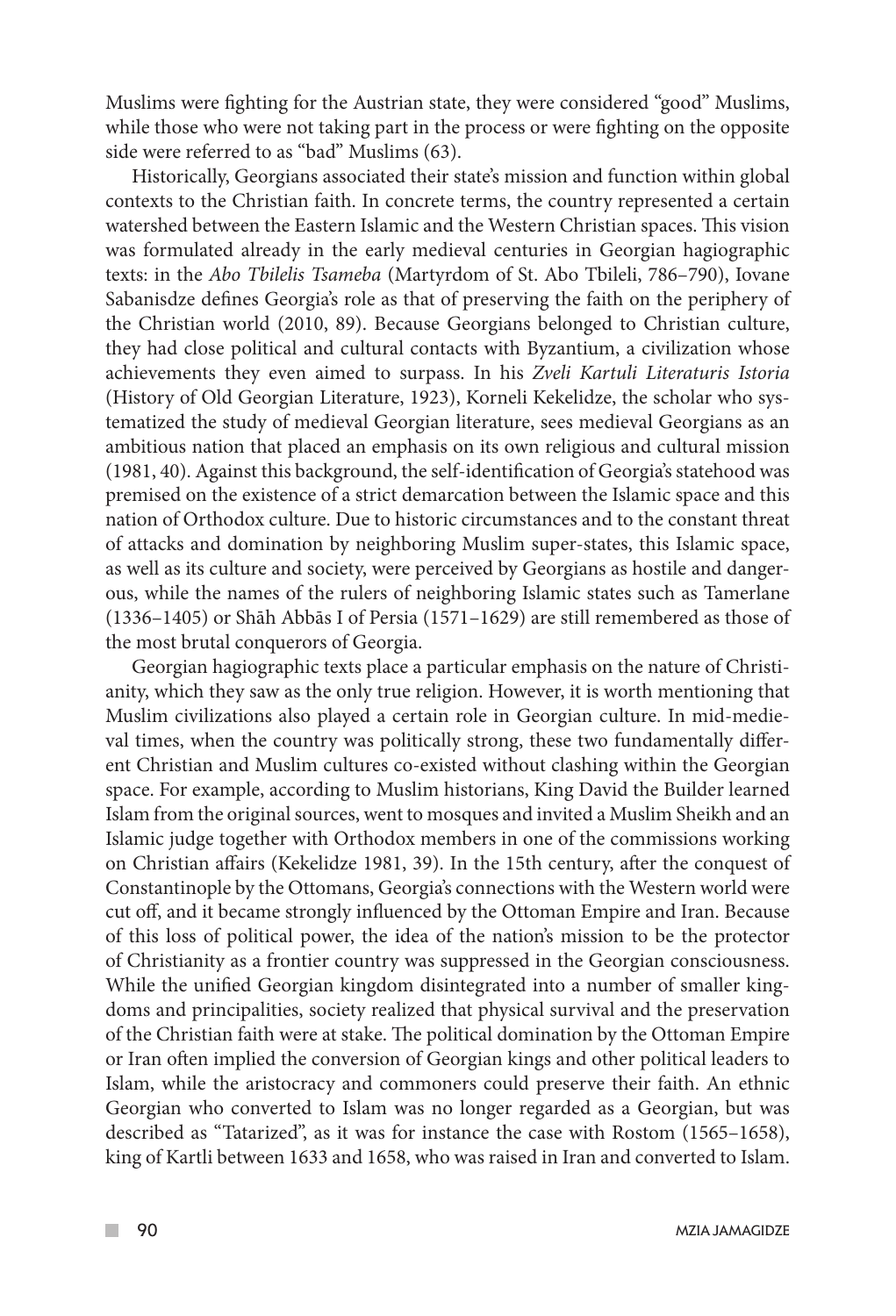Muslims were fighting for the Austrian state, they were considered "good" Muslims, while those who were not taking part in the process or were fighting on the opposite side were referred to as "bad" Muslims (63).

Historically, Georgians associated their state's mission and function within global contexts to the Christian faith. In concrete terms, the country represented a certain watershed between the Eastern Islamic and the Western Christian spaces. This vision was formulated already in the early medieval centuries in Georgian hagiographic texts: in the *Abo Tbilelis Tsameba* (Martyrdom of St. Abo Tbileli, 786–790), Iovane Sabanisdze defines Georgia's role as that of preserving the faith on the periphery of the Christian world (2010, 89). Because Georgians belonged to Christian culture, they had close political and cultural contacts with Byzantium, a civilization whose achievements they even aimed to surpass. In his *Zveli Kartuli Literaturis Istoria* (History of Old Georgian Literature, 1923), Korneli Kekelidze, the scholar who systematized the study of medieval Georgian literature, sees medieval Georgians as an ambitious nation that placed an emphasis on its own religious and cultural mission (1981, 40). Against this background, the self-identification of Georgia's statehood was premised on the existence of a strict demarcation between the Islamic space and this nation of Orthodox culture. Due to historic circumstances and to the constant threat of attacks and domination by neighboring Muslim super-states, this Islamic space, as well as its culture and society, were perceived by Georgians as hostile and dangerous, while the names of the rulers of neighboring Islamic states such as Tamerlane (1336–1405) or Shāh Abbās I of Persia (1571–1629) are still remembered as those of the most brutal conquerors of Georgia.

Georgian hagiographic texts place a particular emphasis on the nature of Christianity, which they saw as the only true religion. However, it is worth mentioning that Muslim civilizations also played a certain role in Georgian culture. In mid-medieval times, when the country was politically strong, these two fundamentally different Christian and Muslim cultures co-existed without clashing within the Georgian space. For example, according to Muslim historians, King David the Builder learned Islam from the original sources, went to mosques and invited a Muslim Sheikh and an Islamic judge together with Orthodox members in one of the commissions working on Christian affairs (Kekelidze 1981, 39). In the 15th century, after the conquest of Constantinople by the Ottomans, Georgia's connections with the Western world were cut off, and it became strongly influenced by the Ottoman Empire and Iran. Because of this loss of political power, the idea of the nation's mission to be the protector of Christianity as a frontier country was suppressed in the Georgian consciousness. While the unified Georgian kingdom disintegrated into a number of smaller kingdoms and principalities, society realized that physical survival and the preservation of the Christian faith were at stake. The political domination by the Ottoman Empire or Iran often implied the conversion of Georgian kings and other political leaders to Islam, while the aristocracy and commoners could preserve their faith. An ethnic Georgian who converted to Islam was no longer regarded as a Georgian, but was described as "Tatarized", as it was for instance the case with Rostom (1565–1658), king of Kartli between 1633 and 1658, who was raised in Iran and converted to Islam.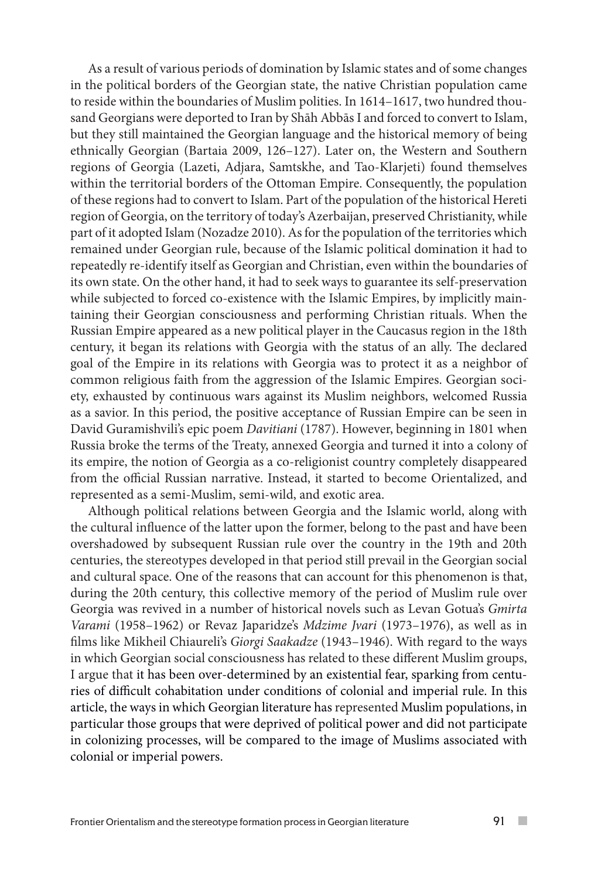As a result of various periods of domination by Islamic states and of some changes in the political borders of the Georgian state, the native Christian population came to reside within the boundaries of Muslim polities. In 1614–1617, two hundred thousand Georgians were deported to Iran by Shāh Abbās I and forced to convert to Islam, but they still maintained the Georgian language and the historical memory of being ethnically Georgian (Bartaia 2009, 126–127). Later on, the Western and Southern regions of Georgia (Lazeti, Adjara, Samtskhe, and Tao-Klarjeti) found themselves within the territorial borders of the Ottoman Empire. Consequently, the population of these regions had to convert to Islam. Part of the population of the historical Hereti region of Georgia, on the territory of today's Azerbaijan, preserved Christianity, while part of it adopted Islam (Nozadze 2010). As for the population of the territories which remained under Georgian rule, because of the Islamic political domination it had to repeatedly re-identify itself as Georgian and Christian, even within the boundaries of its own state. On the other hand, it had to seek ways to guarantee its self-preservation while subjected to forced co-existence with the Islamic Empires, by implicitly maintaining their Georgian consciousness and performing Christian rituals. When the Russian Empire appeared as a new political player in the Caucasus region in the 18th century, it began its relations with Georgia with the status of an ally. The declared goal of the Empire in its relations with Georgia was to protect it as a neighbor of common religious faith from the aggression of the Islamic Empires. Georgian society, exhausted by continuous wars against its Muslim neighbors, welcomed Russia as a savior. In this period, the positive acceptance of Russian Empire can be seen in David Guramishvili's epic poem *Davitiani* (1787). However, beginning in 1801 when Russia broke the terms of the Treaty, annexed Georgia and turned it into a colony of its empire, the notion of Georgia as a co-religionist country completely disappeared from the official Russian narrative. Instead, it started to become Orientalized, and represented as a semi-Muslim, semi-wild, and exotic area.

Although political relations between Georgia and the Islamic world, along with the cultural influence of the latter upon the former, belong to the past and have been overshadowed by subsequent Russian rule over the country in the 19th and 20th centuries, the stereotypes developed in that period still prevail in the Georgian social and cultural space. One of the reasons that can account for this phenomenon is that, during the 20th century, this collective memory of the period of Muslim rule over Georgia was revived in a number of historical novels such as Levan Gotua's *Gmirta Varami* (1958–1962) or Revaz Japaridze's *Mdzime Jvari* (1973–1976), as well as in films like Mikheil Chiaureli's *Giorgi Saakadze* (1943–1946). With regard to the ways in which Georgian social consciousness has related to these different Muslim groups, I argue that it has been over-determined by an existential fear, sparking from centuries of difficult cohabitation under conditions of colonial and imperial rule. In this article, the ways in which Georgian literature has represented Muslim populations, in particular those groups that were deprived of political power and did not participate in colonizing processes, will be compared to the image of Muslims associated with colonial or imperial powers.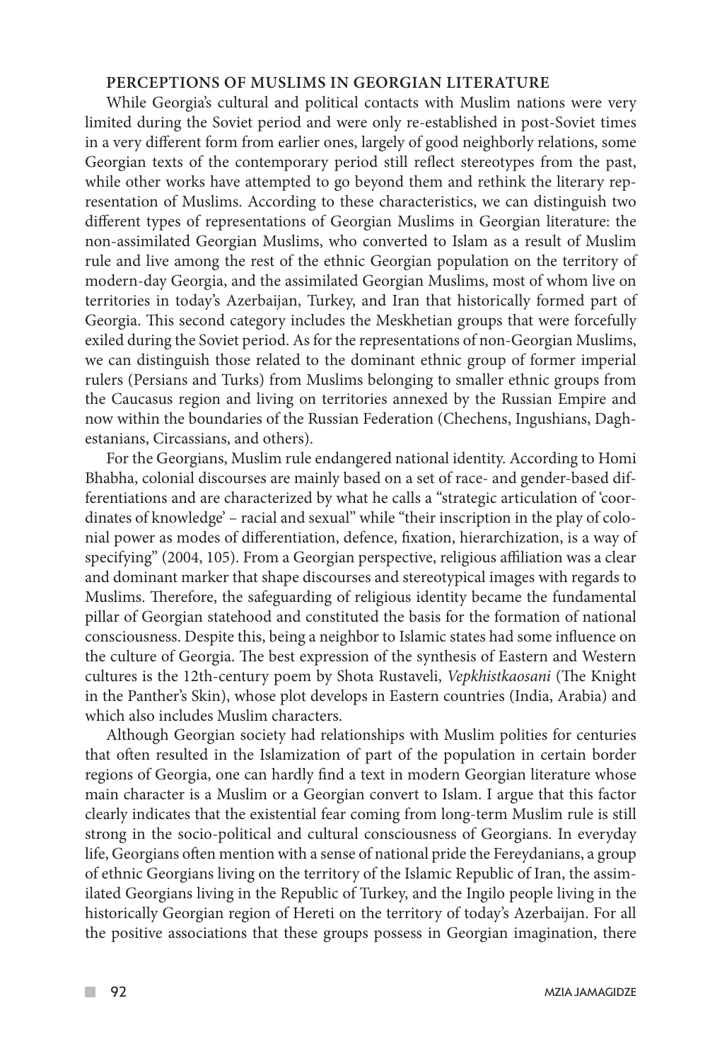## PERCEPTIONS OF MUSLIMS IN GEORGIAN LITERATURE

While Georgia's cultural and political contacts with Muslim nations were very limited during the Soviet period and were only re-established in post-Soviet times in a very different form from earlier ones, largely of good neighborly relations, some Georgian texts of the contemporary period still reflect stereotypes from the past, while other works have attempted to go beyond them and rethink the literary representation of Muslims. According to these characteristics, we can distinguish two different types of representations of Georgian Muslims in Georgian literature: the non-assimilated Georgian Muslims, who converted to Islam as a result of Muslim rule and live among the rest of the ethnic Georgian population on the territory of modern-day Georgia, and the assimilated Georgian Muslims, most of whom live on territories in today's Azerbaijan, Turkey, and Iran that historically formed part of Georgia. This second category includes the Meskhetian groups that were forcefully exiled during the Soviet period. As for the representations of non-Georgian Muslims, we can distinguish those related to the dominant ethnic group of former imperial rulers (Persians and Turks) from Muslims belonging to smaller ethnic groups from the Caucasus region and living on territories annexed by the Russian Empire and now within the boundaries of the Russian Federation (Chechens, Ingushians, Daghestanians, Circassians, and others).

For the Georgians, Muslim rule endangered national identity. According to Homi Bhabha, colonial discourses are mainly based on a set of race- and gender-based differentiations and are characterized by what he calls a "strategic articulation of 'coordinates of knowledge' – racial and sexual" while "their inscription in the play of colonial power as modes of differentiation, defence, fixation, hierarchization, is a way of specifying" (2004, 105). From a Georgian perspective, religious affiliation was a clear and dominant marker that shape discourses and stereotypical images with regards to Muslims. Therefore, the safeguarding of religious identity became the fundamental pillar of Georgian statehood and constituted the basis for the formation of national consciousness. Despite this, being a neighbor to Islamic states had some influence on the culture of Georgia. The best expression of the synthesis of Eastern and Western cultures is the 12th-century poem by Shota Rustaveli, *Vepkhistkaosani* (The Knight in the Panther's Skin), whose plot develops in Eastern countries (India, Arabia) and which also includes Muslim characters.

Although Georgian society had relationships with Muslim polities for centuries that often resulted in the Islamization of part of the population in certain border regions of Georgia, one can hardly find a text in modern Georgian literature whose main character is a Muslim or a Georgian convert to Islam. I argue that this factor clearly indicates that the existential fear coming from long-term Muslim rule is still strong in the socio-political and cultural consciousness of Georgians. In everyday life, Georgians often mention with a sense of national pride the Fereydanians, a group of ethnic Georgians living on the territory of the Islamic Republic of Iran, the assimilated Georgians living in the Republic of Turkey, and the Ingilo people living in the historically Georgian region of Hereti on the territory of today's Azerbaijan. For all the positive associations that these groups possess in Georgian imagination, there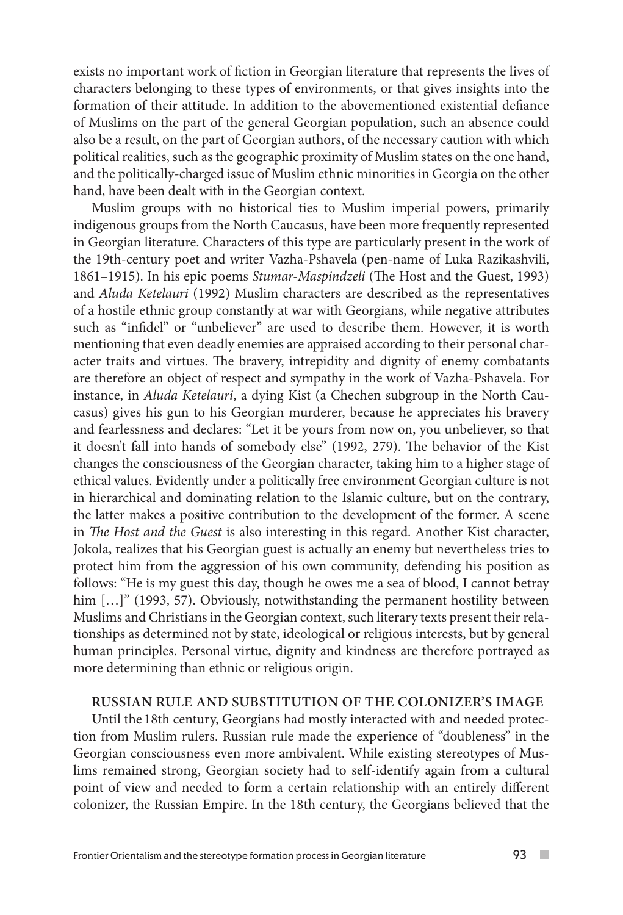exists no important work of fiction in Georgian literature that represents the lives of characters belonging to these types of environments, or that gives insights into the formation of their attitude. In addition to the abovementioned existential defiance of Muslims on the part of the general Georgian population, such an absence could also be a result, on the part of Georgian authors, of the necessary caution with which political realities, such as the geographic proximity of Muslim states on the one hand, and the politically-charged issue of Muslim ethnic minorities in Georgia on the other hand, have been dealt with in the Georgian context.

Muslim groups with no historical ties to Muslim imperial powers, primarily indigenous groups from the North Caucasus, have been more frequently represented in Georgian literature. Characters of this type are particularly present in the work of the 19th-century poet and writer Vazha-Pshavela (pen-name of Luka Razikashvili, 1861–1915). In his epic poems *Stumar-Maspindzeli* (The Host and the Guest, 1993) and *Aluda Ketelauri* (1992) Muslim characters are described as the representatives of a hostile ethnic group constantly at war with Georgians, while negative attributes such as "infidel" or "unbeliever" are used to describe them. However, it is worth mentioning that even deadly enemies are appraised according to their personal character traits and virtues. The bravery, intrepidity and dignity of enemy combatants are therefore an object of respect and sympathy in the work of Vazha-Pshavela. For instance, in *Aluda Ketelauri*, a dying Kist (a Chechen subgroup in the North Caucasus) gives his gun to his Georgian murderer, because he appreciates his bravery and fearlessness and declares: "Let it be yours from now on, you unbeliever, so that it doesn't fall into hands of somebody else" (1992, 279). The behavior of the Kist changes the consciousness of the Georgian character, taking him to a higher stage of ethical values. Evidently under a politically free environment Georgian culture is not in hierarchical and dominating relation to the Islamic culture, but on the contrary, the latter makes a positive contribution to the development of the former. A scene in *The Host and the Guest* is also interesting in this regard. Another Kist character, Jokola, realizes that his Georgian guest is actually an enemy but nevertheless tries to protect him from the aggression of his own community, defending his position as follows: "He is my guest this day, though he owes me a sea of blood, I cannot betray him […]" (1993, 57). Obviously, notwithstanding the permanent hostility between Muslims and Christians in the Georgian context, such literary texts present their relationships as determined not by state, ideological or religious interests, but by general human principles. Personal virtue, dignity and kindness are therefore portrayed as more determining than ethnic or religious origin.

## RUSSIAN RULE AND SUBSTITUTION OF THE COLONIZER'S IMAGE

Until the 18th century, Georgians had mostly interacted with and needed protection from Muslim rulers. Russian rule made the experience of "doubleness" in the Georgian consciousness even more ambivalent. While existing stereotypes of Muslims remained strong, Georgian society had to self-identify again from a cultural point of view and needed to form a certain relationship with an entirely different colonizer, the Russian Empire. In the 18th century, the Georgians believed that the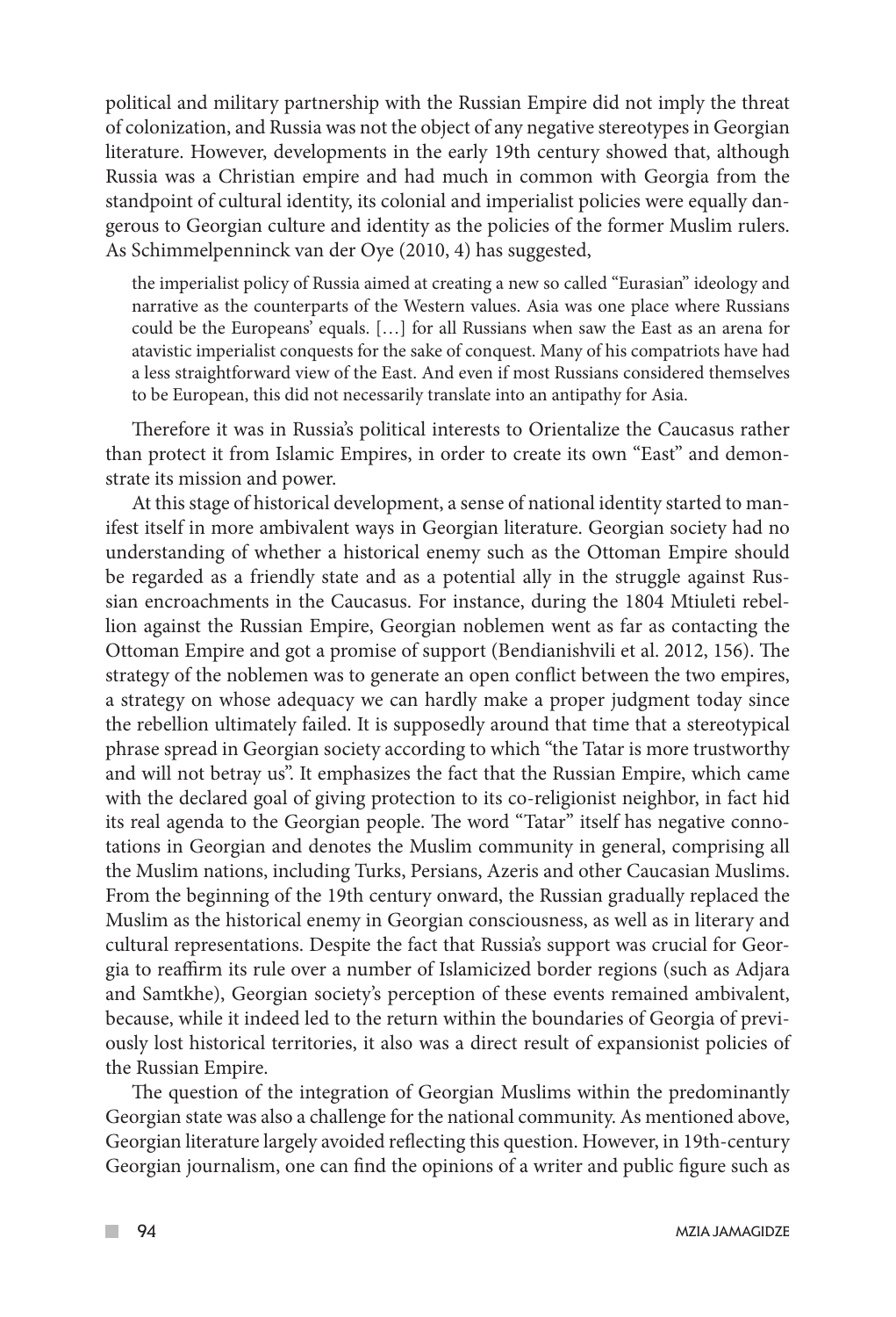political and military partnership with the Russian Empire did not imply the threat of colonization, and Russia was not the object of any negative stereotypes in Georgian literature. However, developments in the early 19th century showed that, although Russia was a Christian empire and had much in common with Georgia from the standpoint of cultural identity, its colonial and imperialist policies were equally dangerous to Georgian culture and identity as the policies of the former Muslim rulers. As Schimmelpenninck van der Oye (2010, 4) has suggested,

> the imperialist policy of Russia aimed at creating a new so called "Eurasian" ideology and narrative as the counterparts of the Western values. Asia was one place where Russians could be the Europeans' equals. […] for all Russians when saw the East as an arena for atavistic imperialist conquests for the sake of conquest. Many of his compatriots have had a less straightforward view of the East. And even if most Russians considered themselves to be European, this did not necessarily translate into an antipathy for Asia.

Therefore it was in Russia's political interests to Orientalize the Caucasus rather than protect it from Islamic Empires, in order to create its own "East" and demonstrate its mission and power.

At this stage of historical development, a sense of national identity started to manifest itself in more ambivalent ways in Georgian literature. Georgian society had no understanding of whether a historical enemy such as the Ottoman Empire should be regarded as a friendly state and as a potential ally in the struggle against Russian encroachments in the Caucasus. For instance, during the 1804 Mtiuleti rebellion against the Russian Empire, Georgian noblemen went as far as contacting the Ottoman Empire and got a promise of support (Bendianishvili et al. 2012, 156). The strategy of the noblemen was to generate an open conflict between the two empires, a strategy on whose adequacy we can hardly make a proper judgment today since the rebellion ultimately failed. It is supposedly around that time that a stereotypical phrase spread in Georgian society according to which "the Tatar is more trustworthy and will not betray us". It emphasizes the fact that the Russian Empire, which came with the declared goal of giving protection to its co-religionist neighbor, in fact hid its real agenda to the Georgian people. The word "Tatar" itself has negative connotations in Georgian and denotes the Muslim community in general, comprising all the Muslim nations, including Turks, Persians, Azeris and other Caucasian Muslims. From the beginning of the 19th century onward, the Russian gradually replaced the Muslim as the historical enemy in Georgian consciousness, as well as in literary and cultural representations. Despite the fact that Russia's support was crucial for Georgia to reaffirm its rule over a number of Islamicized border regions (such as Adjara and Samtkhe), Georgian society's perception of these events remained ambivalent, because, while it indeed led to the return within the boundaries of Georgia of previously lost historical territories, it also was a direct result of expansionist policies of the Russian Empire.

The question of the integration of Georgian Muslims within the predominantly Georgian state was also a challenge for the national community. As mentioned above, Georgian literature largely avoided reflecting this question. However, in 19th-century Georgian journalism, one can find the opinions of a writer and public figure such as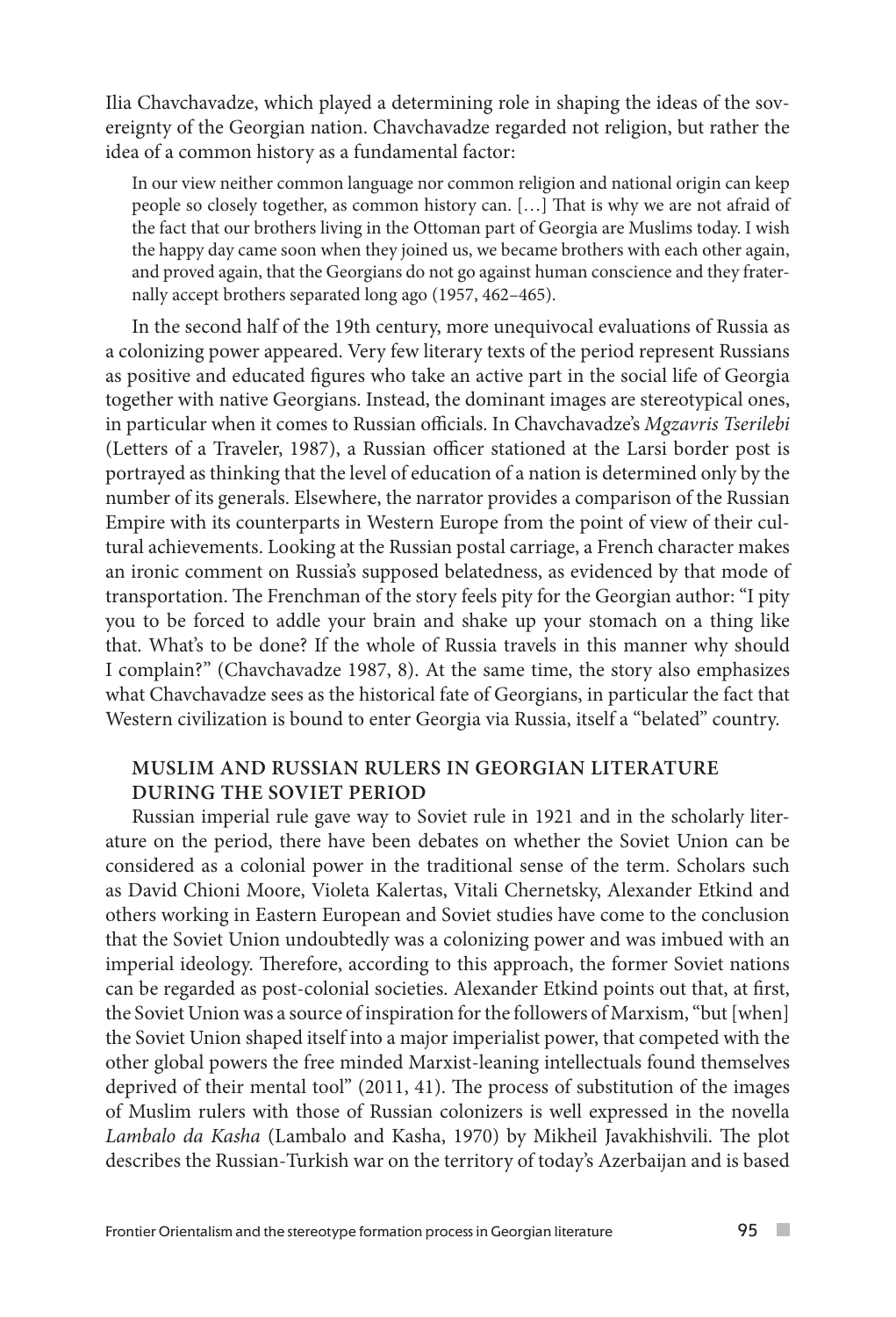Ilia Chavchavadze, which played a determining role in shaping the ideas of the sovereignty of the Georgian nation. Chavchavadze regarded not religion, but rather the idea of a common history as a fundamental factor:

> In our view neither common language nor common religion and national origin can keep people so closely together, as common history can. […] That is why we are not afraid of the fact that our brothers living in the Ottoman part of Georgia are Muslims today. I wish the happy day came soon when they joined us, we became brothers with each other again, and proved again, that the Georgians do not go against human conscience and they fraternally accept brothers separated long ago (1957, 462–465).

In the second half of the 19th century, more unequivocal evaluations of Russia as a colonizing power appeared. Very few literary texts of the period represent Russians as positive and educated figures who take an active part in the social life of Georgia together with native Georgians. Instead, the dominant images are stereotypical ones, in particular when it comes to Russian officials. In Chavchavadze's *Mgzavris Tserilebi* (Letters of a Traveler, 1987), a Russian officer stationed at the Larsi border post is portrayed as thinking that the level of education of a nation is determined only by the number of its generals. Elsewhere, the narrator provides a comparison of the Russian Empire with its counterparts in Western Europe from the point of view of their cultural achievements. Looking at the Russian postal carriage, a French character makes an ironic comment on Russia's supposed belatedness, as evidenced by that mode of transportation. The Frenchman of the story feels pity for the Georgian author: "I pity you to be forced to addle your brain and shake up your stomach on a thing like that. What's to be done? If the whole of Russia travels in this manner why should I complain?" (Chavchavadze 1987, 8). At the same time, the story also emphasizes what Chavchavadze sees as the historical fate of Georgians, in particular the fact that Western civilization is bound to enter Georgia via Russia, itself a "belated" country.

## MUSLIM AND RUSSIAN RULERS IN GEORGIAN LITERATURE DURING THE SOVIET PERIOD

Russian imperial rule gave way to Soviet rule in 1921 and in the scholarly literature on the period, there have been debates on whether the Soviet Union can be considered as a colonial power in the traditional sense of the term. Scholars such as David Chioni Moore, Violeta Kalertas, Vitali Chernetsky, Alexander Etkind and others working in Eastern European and Soviet studies have come to the conclusion that the Soviet Union undoubtedly was a colonizing power and was imbued with an imperial ideology. Therefore, according to this approach, the former Soviet nations can be regarded as post-colonial societies. Alexander Etkind points out that, at first, the Soviet Union was a source of inspiration for the followers of Marxism, "but [when] the Soviet Union shaped itself into a major imperialist power, that competed with the other global powers the free minded Marxist-leaning intellectuals found themselves deprived of their mental tool" (2011, 41). The process of substitution of the images of Muslim rulers with those of Russian colonizers is well expressed in the novella *Lambalo da Kasha* (Lambalo and Kasha, 1970) by Mikheil Javakhishvili. The plot describes the Russian-Turkish war on the territory of today's Azerbaijan and is based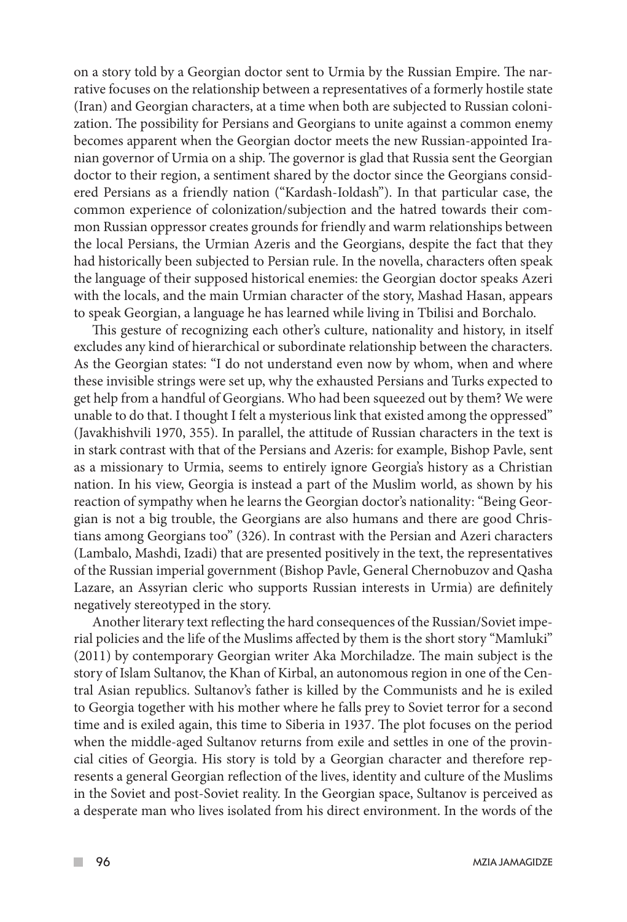on a story told by a Georgian doctor sent to Urmia by the Russian Empire. The narrative focuses on the relationship between a representatives of a formerly hostile state (Iran) and Georgian characters, at a time when both are subjected to Russian colonization. The possibility for Persians and Georgians to unite against a common enemy becomes apparent when the Georgian doctor meets the new Russian-appointed Iranian governor of Urmia on a ship. The governor is glad that Russia sent the Georgian doctor to their region, a sentiment shared by the doctor since the Georgians considered Persians as a friendly nation ("Kardash-Ioldash"). In that particular case, the common experience of colonization/subjection and the hatred towards their common Russian oppressor creates grounds for friendly and warm relationships between the local Persians, the Urmian Azeris and the Georgians, despite the fact that they had historically been subjected to Persian rule. In the novella, characters often speak the language of their supposed historical enemies: the Georgian doctor speaks Azeri with the locals, and the main Urmian character of the story, Mashad Hasan, appears to speak Georgian, a language he has learned while living in Tbilisi and Borchalo.

This gesture of recognizing each other's culture, nationality and history, in itself excludes any kind of hierarchical or subordinate relationship between the characters. As the Georgian states: "I do not understand even now by whom, when and where these invisible strings were set up, why the exhausted Persians and Turks expected to get help from a handful of Georgians. Who had been squeezed out by them? We were unable to do that. I thought I felt a mysterious link that existed among the oppressed" (Javakhishvili 1970, 355). In parallel, the attitude of Russian characters in the text is in stark contrast with that of the Persians and Azeris: for example, Bishop Pavle, sent as a missionary to Urmia, seems to entirely ignore Georgia's history as a Christian nation. In his view, Georgia is instead a part of the Muslim world, as shown by his reaction of sympathy when he learns the Georgian doctor's nationality: "Being Georgian is not a big trouble, the Georgians are also humans and there are good Christians among Georgians too" (326). In contrast with the Persian and Azeri characters (Lambalo, Mashdi, Izadi) that are presented positively in the text, the representatives of the Russian imperial government (Bishop Pavle, General Chernobuzov and Qasha Lazare, an Assyrian cleric who supports Russian interests in Urmia) are definitely negatively stereotyped in the story.

Another literary text reflecting the hard consequences of the Russian/Soviet imperial policies and the life of the Muslims affected by them is the short story "Mamluki" (2011) by contemporary Georgian writer Aka Morchiladze. The main subject is the story of Islam Sultanov, the Khan of Kirbal, an autonomous region in one of the Central Asian republics. Sultanov's father is killed by the Communists and he is exiled to Georgia together with his mother where he falls prey to Soviet terror for a second time and is exiled again, this time to Siberia in 1937. The plot focuses on the period when the middle-aged Sultanov returns from exile and settles in one of the provincial cities of Georgia. His story is told by a Georgian character and therefore represents a general Georgian reflection of the lives, identity and culture of the Muslims in the Soviet and post-Soviet reality. In the Georgian space, Sultanov is perceived as a desperate man who lives isolated from his direct environment. In the words of the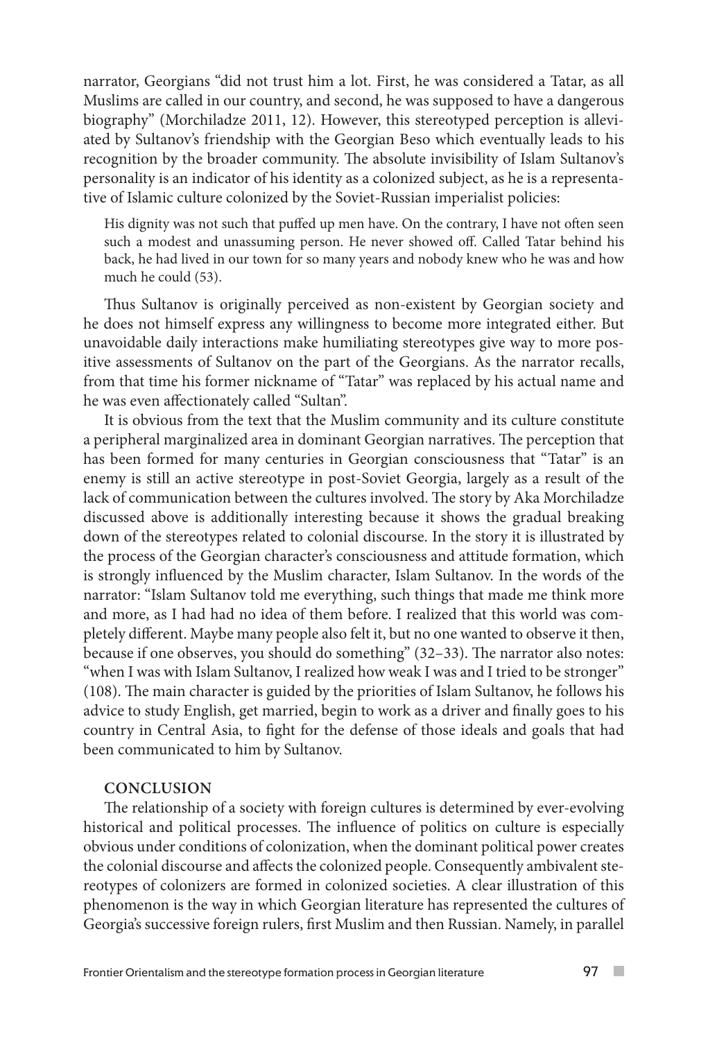narrator, Georgians "did not trust him a lot. First, he was considered a Tatar, as all Muslims are called in our country, and second, he was supposed to have a dangerous biography" (Morchiladze 2011, 12). However, this stereotyped perception is alleviated by Sultanov's friendship with the Georgian Beso which eventually leads to his recognition by the broader community. The absolute invisibility of Islam Sultanov's personality is an indicator of his identity as a colonized subject, as he is a representative of Islamic culture colonized by the Soviet-Russian imperialist policies:

> His dignity was not such that puffed up men have. On the contrary, I have not often seen such a modest and unassuming person. He never showed off. Called Tatar behind his back, he had lived in our town for so many years and nobody knew who he was and how much he could (53).

Thus Sultanov is originally perceived as non-existent by Georgian society and he does not himself express any willingness to become more integrated either. But unavoidable daily interactions make humiliating stereotypes give way to more positive assessments of Sultanov on the part of the Georgians. As the narrator recalls, from that time his former nickname of "Tatar" was replaced by his actual name and he was even affectionately called "Sultan".

It is obvious from the text that the Muslim community and its culture constitute a peripheral marginalized area in dominant Georgian narratives. The perception that has been formed for many centuries in Georgian consciousness that "Tatar" is an enemy is still an active stereotype in post-Soviet Georgia, largely as a result of the lack of communication between the cultures involved. The story by Aka Morchiladze discussed above is additionally interesting because it shows the gradual breaking down of the stereotypes related to colonial discourse. In the story it is illustrated by the process of the Georgian character's consciousness and attitude formation, which is strongly influenced by the Muslim character, Islam Sultanov. In the words of the narrator: "Islam Sultanov told me everything, such things that made me think more and more, as I had had no idea of them before. I realized that this world was completely different. Maybe many people also felt it, but no one wanted to observe it then, because if one observes, you should do something" (32–33). The narrator also notes: "when I was with Islam Sultanov, I realized how weak I was and I tried to be stronger" (108). The main character is guided by the priorities of Islam Sultanov, he follows his advice to study English, get married, begin to work as a driver and finally goes to his country in Central Asia, to fight for the defense of those ideals and goals that had been communicated to him by Sultanov.

## CONCLUSION

The relationship of a society with foreign cultures is determined by ever-evolving historical and political processes. The influence of politics on culture is especially obvious under conditions of colonization, when the dominant political power creates the colonial discourse and affects the colonized people. Consequently ambivalent stereotypes of colonizers are formed in colonized societies. A clear illustration of this phenomenon is the way in which Georgian literature has represented the cultures of Georgia's successive foreign rulers, first Muslim and then Russian. Namely, in parallel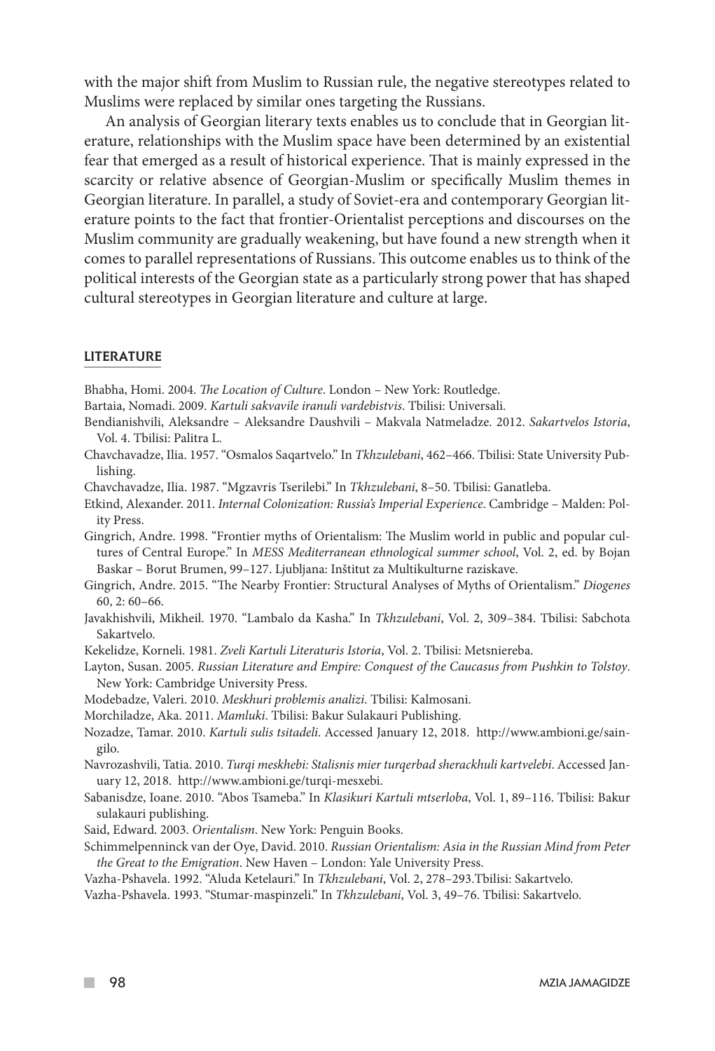with the major shift from Muslim to Russian rule, the negative stereotypes related to Muslims were replaced by similar ones targeting the Russians.

An analysis of Georgian literary texts enables us to conclude that in Georgian literature, relationships with the Muslim space have been determined by an existential fear that emerged as a result of historical experience. That is mainly expressed in the scarcity or relative absence of Georgian-Muslim or specifically Muslim themes in Georgian literature. In parallel, a study of Soviet-era and contemporary Georgian literature points to the fact that frontier-Orientalist perceptions and discourses on the Muslim community are gradually weakening, but have found a new strength when it comes to parallel representations of Russians. This outcome enables us to think of the political interests of the Georgian state as a particularly strong power that has shaped cultural stereotypes in Georgian literature and culture at large.

## LITERATURE

Bhabha, Homi. 2004. *The Location of Culture*. London – New York: Routledge.

Bartaia, Nomadi. 2009. *Kartuli sakvavile iranuli vardebistvis*. Tbilisi: Universali.

Bendianishvili, Aleksandre – Aleksandre Daushvili – Makvala Natmeladze. 2012. *Sakartvelos Istoria*, Vol. 4. Tbilisi: Palitra L.

Chavchavadze, Ilia. 1957. "Osmalos Saqartvelo." In *Tkhzulebani*, 462–466. Tbilisi: State University Publishing.

Chavchavadze, Ilia. 1987. "Mgzavris Tserilebi." In *Tkhzulebani*, 8–50. Tbilisi: Ganatleba.

Etkind, Alexander. 2011. *Internal Colonization: Russia's Imperial Experience*. Cambridge – Malden: Polity Press.

Gingrich, Andre. 1998. "Frontier myths of Orientalism: The Muslim world in public and popular cultures of Central Europe." In *MESS Mediterranean ethnological summer school*, Vol. 2, ed. by Bojan Baskar – Borut Brumen, 99–127. Ljubljana: Inštitut za Multikulturne raziskave.

Gingrich, Andre. 2015. "The Nearby Frontier: Structural Analyses of Myths of Orientalism." *Diogenes* 60, 2: 60–66.

Javakhishvili, Mikheil. 1970. "Lambalo da Kasha." In *Tkhzulebani*, Vol. 2, 309–384. Tbilisi: Sabchota Sakartvelo.

Kekelidze, Korneli. 1981. *Zveli Kartuli Literaturis Istoria*, Vol. 2. Tbilisi: Metsniereba.

Layton, Susan. 2005. *Russian Literature and Empire: Conquest of the Caucasus from Pushkin to Tolstoy*. New York: Cambridge University Press.

Modebadze, Valeri. 2010. *Meskhuri problemis analizi*. Tbilisi: Kalmosani.

Morchiladze, Aka. 2011. *Mamluki*. Tbilisi: Bakur Sulakauri Publishing.

Nozadze, Tamar. 2010. *Kartuli sulis tsitadeli*. Accessed January 12, 2018. http://www.ambioni.ge/saingilo.

Navrozashvili, Tatia. 2010. *Turqi meskhebi: Stalisnis mier turqerbad sherackhuli kartvelebi*. Accessed January 12, 2018. http://www.ambioni.ge/turqi-mesxebi.

Sabanisdze, Ioane. 2010. "Abos Tsameba." In *Klasikuri Kartuli mtserloba*, Vol. 1, 89–116. Tbilisi: Bakur sulakauri publishing.

Said, Edward. 2003. *Orientalism*. New York: Penguin Books.

Schimmelpenninck van der Oye, David. 2010. *Russian Orientalism: Asia in the Russian Mind from Peter the Great to the Emigration*. New Haven – London: Yale University Press.

Vazha-Pshavela. 1992. "Aluda Ketelauri." In *Tkhzulebani*, Vol. 2, 278–293.Tbilisi: Sakartvelo.

Vazha-Pshavela. 1993. "Stumar-maspinzeli." In *Tkhzulebani*, Vol. 3, 49–76. Tbilisi: Sakartvelo.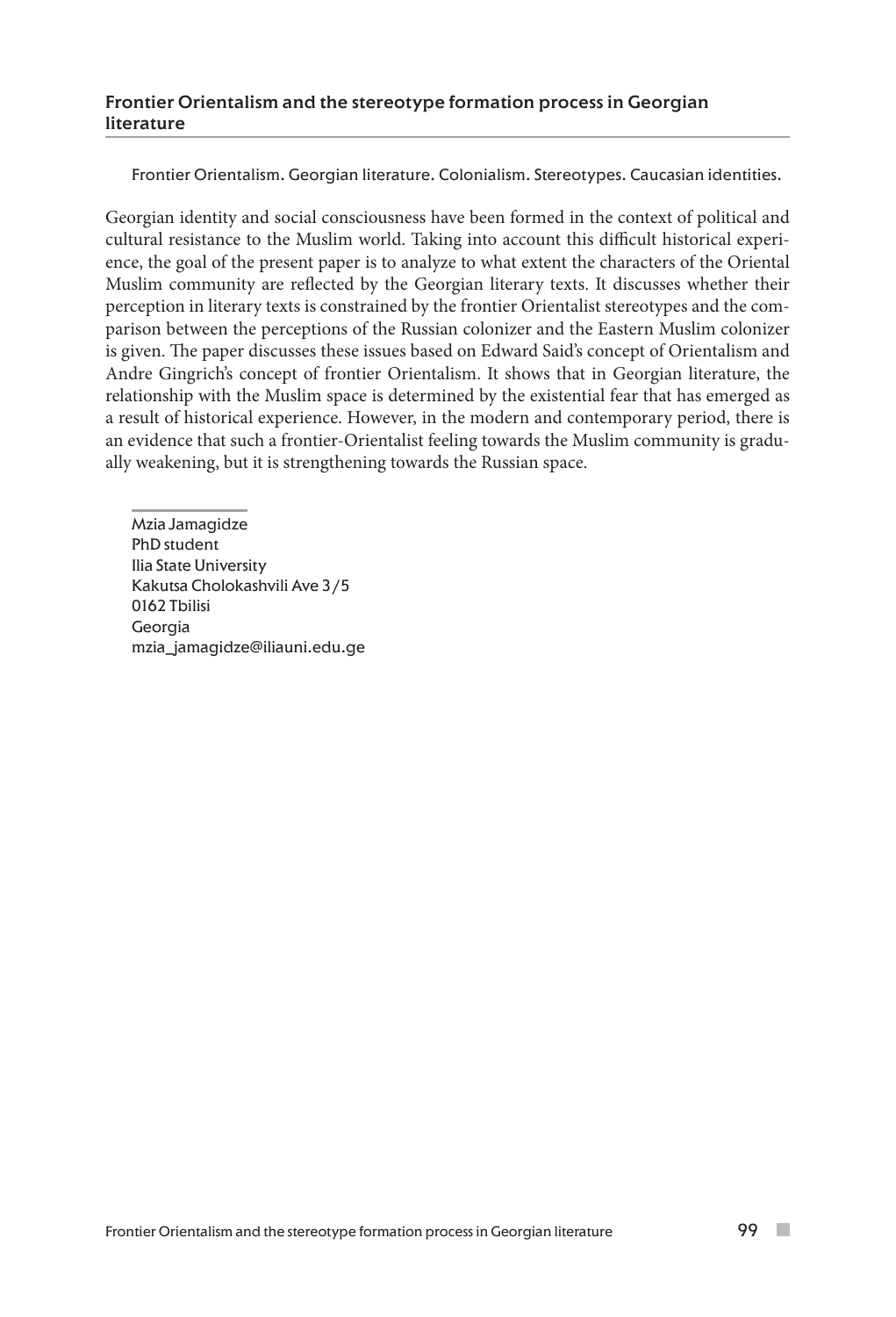## Frontier Orientalism and the stereotype formation process in Georgian literature

Frontier Orientalism. Georgian literature. Colonialism. Stereotypes. Caucasian identities.

Georgian identity and social consciousness have been formed in the context of political and cultural resistance to the Muslim world. Taking into account this difficult historical experience, the goal of the present paper is to analyze to what extent the characters of the Oriental Muslim community are reflected by the Georgian literary texts. It discusses whether their perception in literary texts is constrained by the frontier Orientalist stereotypes and the comparison between the perceptions of the Russian colonizer and the Eastern Muslim colonizer is given. The paper discusses these issues based on Edward Said's concept of Orientalism and Andre Gingrich's concept of frontier Orientalism. It shows that in Georgian literature, the relationship with the Muslim space is determined by the existential fear that has emerged as a result of historical experience. However, in the modern and contemporary period, there is an evidence that such a frontier-Orientalist feeling towards the Muslim community is gradually weakening, but it is strengthening towards the Russian space.

Mzia Jamagidze
PhD student
Ilia State University
Kakutsa Cholokashvili Ave 3/5
0162 Tbilisi
Georgia
mzia_jamagidze@iliauni.edu.ge